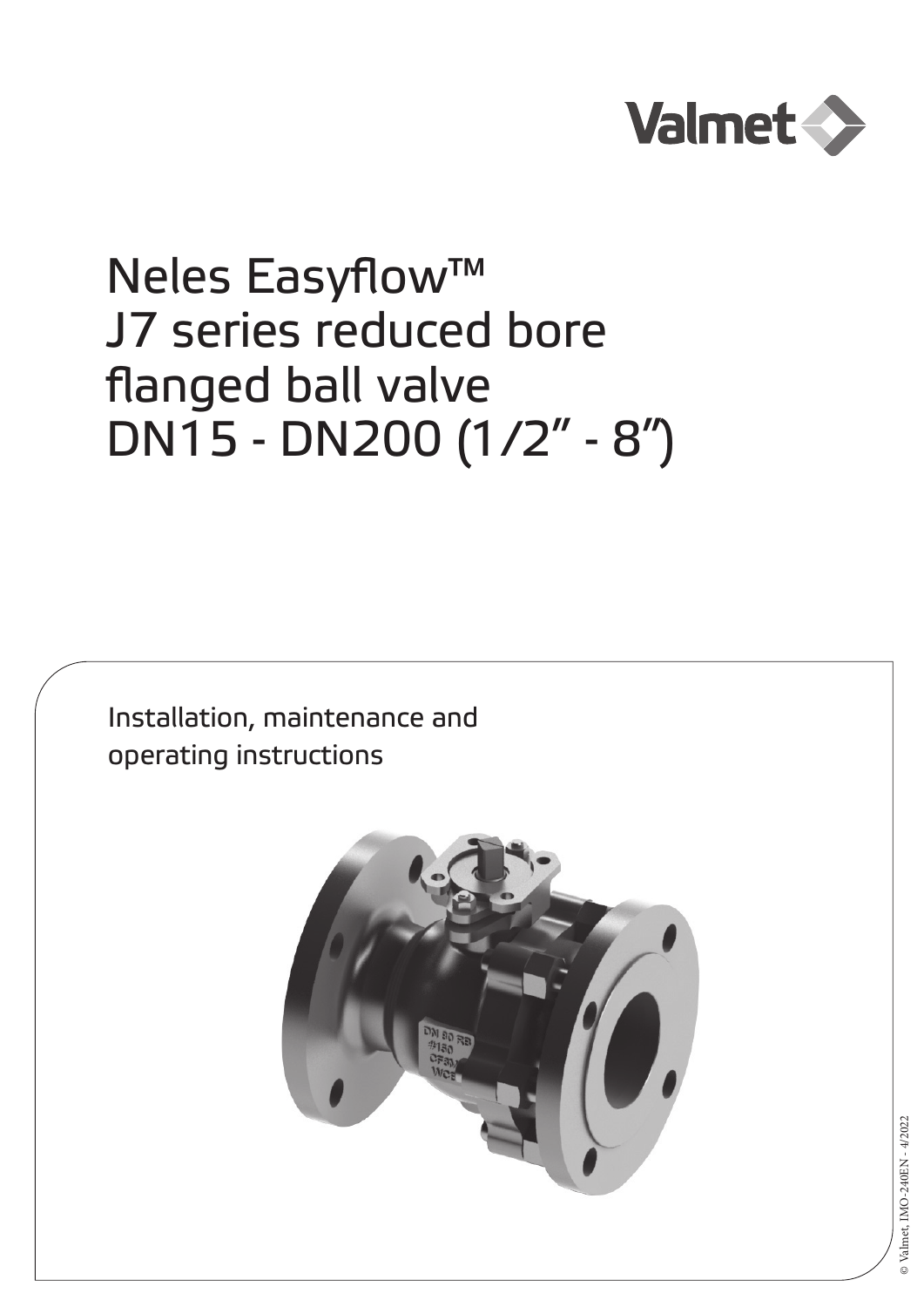Valmet

# Neles Easyflow™ J7 series reduced bore flanged ball valve DN15 - DN200 (1/2" - 8")

Installation, maintenance and operating instructions

© Valmet, IMO-240EN - 4/2022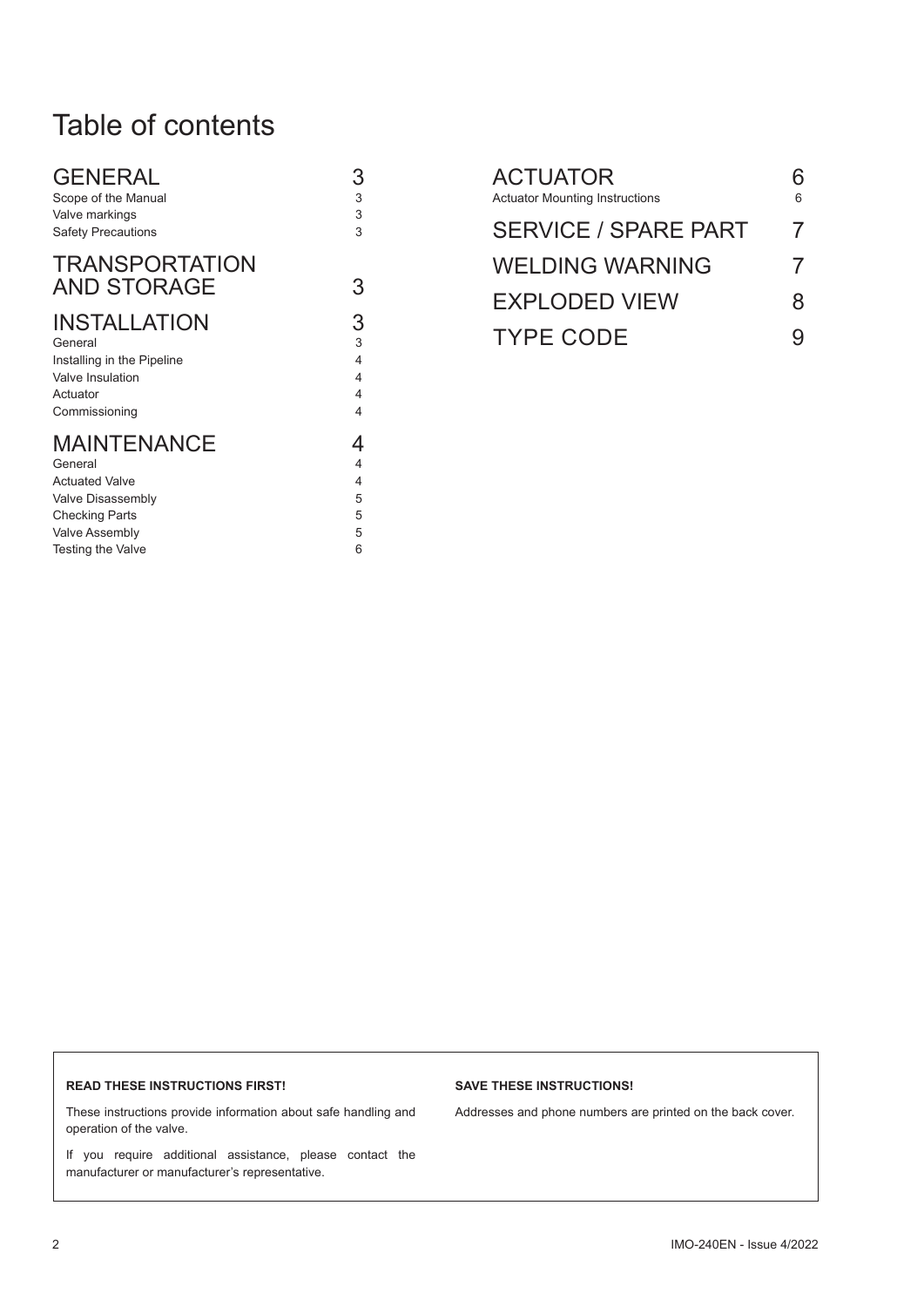# Table of contents

| | |
|---|---|
| **GENERAL** | **3** |
| Scope of the Manual | 3 |
| Valve markings | 3 |
| Safety Precautions | 3 |
| **TRANSPORTATION AND STORAGE** | **3** |
| **INSTALLATION** | **3** |
| General | 3 |
| Installing in the Pipeline | 4 |
| Valve Insulation | 4 |
| Actuator | 4 |
| Commissioning | 4 |
| **MAINTENANCE** | **4** |
| General | 4 |
| Actuated Valve | 4 |
| Valve Disassembly | 5 |
| Checking Parts | 5 |
| Valve Assembly | 5 |
| Testing the Valve | 6 |
| **ACTUATOR** | **6** |
| Actuator Mounting Instructions | 6 |
| **SERVICE / SPARE PART** | **7** |
| **WELDING WARNING** | **7** |
| **EXPLODED VIEW** | **8** |
| **TYPE CODE** | **9** |

**READ THESE INSTRUCTIONS FIRST!**

These instructions provide information about safe handling and operation of the valve.

If you require additional assistance, please contact the manufacturer or manufacturer's representative.

**SAVE THESE INSTRUCTIONS!**

Addresses and phone numbers are printed on the back cover.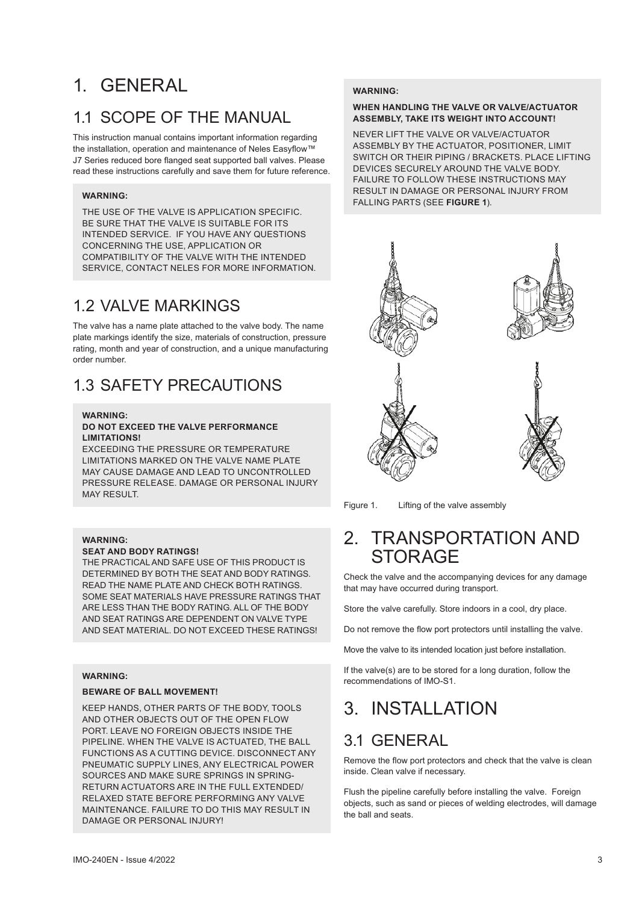# 1. GENERAL

## 1.1 SCOPE OF THE MANUAL

This instruction manual contains important information regarding the installation, operation and maintenance of Neles Easyflow™ J7 Series reduced bore flanged seat supported ball valves. Please read these instructions carefully and save them for future reference.

**WARNING:**

THE USE OF THE VALVE IS APPLICATION SPECIFIC. BE SURE THAT THE VALVE IS SUITABLE FOR ITS INTENDED SERVICE. IF YOU HAVE ANY QUESTIONS CONCERNING THE USE, APPLICATION OR COMPATIBILITY OF THE VALVE WITH THE INTENDED SERVICE, CONTACT NELES FOR MORE INFORMATION.

## 1.2 VALVE MARKINGS

The valve has a name plate attached to the valve body. The name plate markings identify the size, materials of construction, pressure rating, month and year of construction, and a unique manufacturing order number.

## 1.3 SAFETY PRECAUTIONS

**WARNING:**
**DO NOT EXCEED THE VALVE PERFORMANCE LIMITATIONS!**
EXCEEDING THE PRESSURE OR TEMPERATURE LIMITATIONS MARKED ON THE VALVE NAME PLATE MAY CAUSE DAMAGE AND LEAD TO UNCONTROLLED PRESSURE RELEASE. DAMAGE OR PERSONAL INJURY MAY RESULT.

**WARNING:**
**SEAT AND BODY RATINGS!**
THE PRACTICAL AND SAFE USE OF THIS PRODUCT IS DETERMINED BY BOTH THE SEAT AND BODY RATINGS. READ THE NAME PLATE AND CHECK BOTH RATINGS. SOME SEAT MATERIALS HAVE PRESSURE RATINGS THAT ARE LESS THAN THE BODY RATING. ALL OF THE BODY AND SEAT RATINGS ARE DEPENDENT ON VALVE TYPE AND SEAT MATERIAL. DO NOT EXCEED THESE RATINGS!

**WARNING:**

**BEWARE OF BALL MOVEMENT!**

KEEP HANDS, OTHER PARTS OF THE BODY, TOOLS AND OTHER OBJECTS OUT OF THE OPEN FLOW PORT. LEAVE NO FOREIGN OBJECTS INSIDE THE PIPELINE. WHEN THE VALVE IS ACTUATED, THE BALL FUNCTIONS AS A CUTTING DEVICE. DISCONNECT ANY PNEUMATIC SUPPLY LINES, ANY ELECTRICAL POWER SOURCES AND MAKE SURE SPRINGS IN SPRING-RETURN ACTUATORS ARE IN THE FULL EXTENDED/ RELAXED STATE BEFORE PERFORMING ANY VALVE MAINTENANCE. FAILURE TO DO THIS MAY RESULT IN DAMAGE OR PERSONAL INJURY!

**WARNING:**

**WHEN HANDLING THE VALVE OR VALVE/ACTUATOR ASSEMBLY, TAKE ITS WEIGHT INTO ACCOUNT!**

NEVER LIFT THE VALVE OR VALVE/ACTUATOR ASSEMBLY BY THE ACTUATOR, POSITIONER, LIMIT SWITCH OR THEIR PIPING / BRACKETS. PLACE LIFTING DEVICES SECURELY AROUND THE VALVE BODY. FAILURE TO FOLLOW THESE INSTRUCTIONS MAY RESULT IN DAMAGE OR PERSONAL INJURY FROM FALLING PARTS (SEE **FIGURE 1**).

Figure 1. Lifting of the valve assembly

# 2. TRANSPORTATION AND STORAGE

Check the valve and the accompanying devices for any damage that may have occurred during transport.

Store the valve carefully. Store indoors in a cool, dry place.

Do not remove the flow port protectors until installing the valve.

Move the valve to its intended location just before installation.

If the valve(s) are to be stored for a long duration, follow the recommendations of IMO-S1.

# 3. INSTALLATION

## 3.1 GENERAL

Remove the flow port protectors and check that the valve is clean inside. Clean valve if necessary.

Flush the pipeline carefully before installing the valve. Foreign objects, such as sand or pieces of welding electrodes, will damage the ball and seats.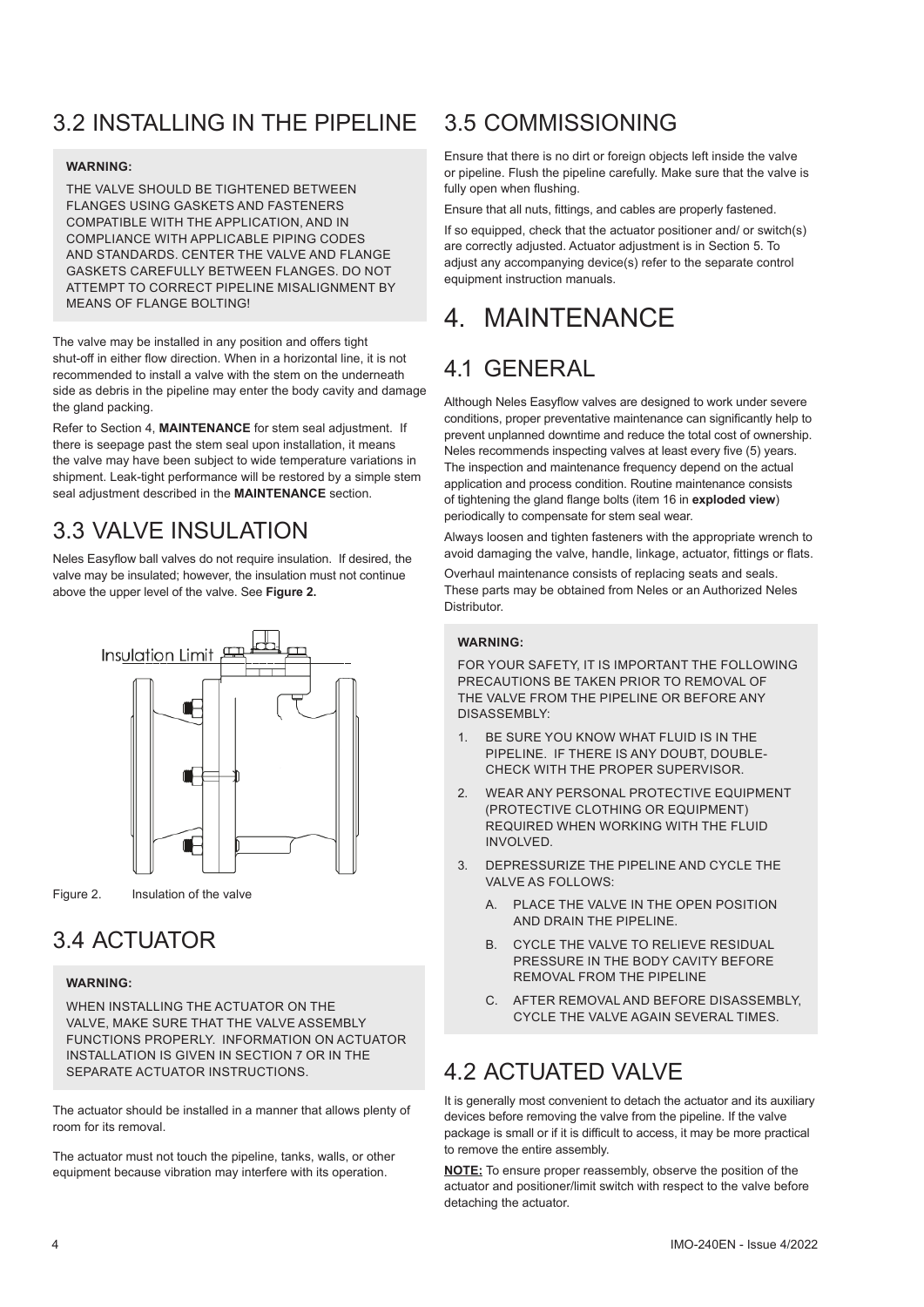## 3.2 INSTALLING IN THE PIPELINE

**WARNING:**

THE VALVE SHOULD BE TIGHTENED BETWEEN FLANGES USING GASKETS AND FASTENERS COMPATIBLE WITH THE APPLICATION, AND IN COMPLIANCE WITH APPLICABLE PIPING CODES AND STANDARDS. CENTER THE VALVE AND FLANGE GASKETS CAREFULLY BETWEEN FLANGES. DO NOT ATTEMPT TO CORRECT PIPELINE MISALIGNMENT BY MEANS OF FLANGE BOLTING!

The valve may be installed in any position and offers tight shut-off in either flow direction. When in a horizontal line, it is not recommended to install a valve with the stem on the underneath side as debris in the pipeline may enter the body cavity and damage the gland packing.

Refer to Section 4, **MAINTENANCE** for stem seal adjustment. If there is seepage past the stem seal upon installation, it means the valve may have been subject to wide temperature variations in shipment. Leak-tight performance will be restored by a simple stem seal adjustment described in the **MAINTENANCE** section.

## 3.3 VALVE INSULATION

Neles Easyflow ball valves do not require insulation. If desired, the valve may be insulated; however, the insulation must not continue above the upper level of the valve. See **Figure 2.**

Insulation Limit

Figure 2. Insulation of the valve

## 3.4 ACTUATOR

**WARNING:**

WHEN INSTALLING THE ACTUATOR ON THE VALVE, MAKE SURE THAT THE VALVE ASSEMBLY FUNCTIONS PROPERLY. INFORMATION ON ACTUATOR INSTALLATION IS GIVEN IN SECTION 7 OR IN THE SEPARATE ACTUATOR INSTRUCTIONS.

The actuator should be installed in a manner that allows plenty of room for its removal.

The actuator must not touch the pipeline, tanks, walls, or other equipment because vibration may interfere with its operation.

## 3.5 COMMISSIONING

Ensure that there is no dirt or foreign objects left inside the valve or pipeline. Flush the pipeline carefully. Make sure that the valve is fully open when flushing.

Ensure that all nuts, fittings, and cables are properly fastened.

If so equipped, check that the actuator positioner and/ or switch(s) are correctly adjusted. Actuator adjustment is in Section 5. To adjust any accompanying device(s) refer to the separate control equipment instruction manuals.

# 4. MAINTENANCE

## 4.1 GENERAL

Although Neles Easyflow valves are designed to work under severe conditions, proper preventative maintenance can significantly help to prevent unplanned downtime and reduce the total cost of ownership. Neles recommends inspecting valves at least every five (5) years. The inspection and maintenance frequency depend on the actual application and process condition. Routine maintenance consists of tightening the gland flange bolts (item 16 in **exploded view**) periodically to compensate for stem seal wear.

Always loosen and tighten fasteners with the appropriate wrench to avoid damaging the valve, handle, linkage, actuator, fittings or flats.

Overhaul maintenance consists of replacing seats and seals. These parts may be obtained from Neles or an Authorized Neles Distributor.

**WARNING:**

FOR YOUR SAFETY, IT IS IMPORTANT THE FOLLOWING PRECAUTIONS BE TAKEN PRIOR TO REMOVAL OF THE VALVE FROM THE PIPELINE OR BEFORE ANY DISASSEMBLY:

1. BE SURE YOU KNOW WHAT FLUID IS IN THE PIPELINE. IF THERE IS ANY DOUBT, DOUBLE-CHECK WITH THE PROPER SUPERVISOR.
2. WEAR ANY PERSONAL PROTECTIVE EQUIPMENT (PROTECTIVE CLOTHING OR EQUIPMENT) REQUIRED WHEN WORKING WITH THE FLUID INVOLVED.
3. DEPRESSURIZE THE PIPELINE AND CYCLE THE VALVE AS FOLLOWS:
   - A. PLACE THE VALVE IN THE OPEN POSITION AND DRAIN THE PIPELINE.
   - B. CYCLE THE VALVE TO RELIEVE RESIDUAL PRESSURE IN THE BODY CAVITY BEFORE REMOVAL FROM THE PIPELINE
   - C. AFTER REMOVAL AND BEFORE DISASSEMBLY, CYCLE THE VALVE AGAIN SEVERAL TIMES.

## 4.2 ACTUATED VALVE

It is generally most convenient to detach the actuator and its auxiliary devices before removing the valve from the pipeline. If the valve package is small or if it is difficult to access, it may be more practical to remove the entire assembly.

**NOTE:** To ensure proper reassembly, observe the position of the actuator and positioner/limit switch with respect to the valve before detaching the actuator.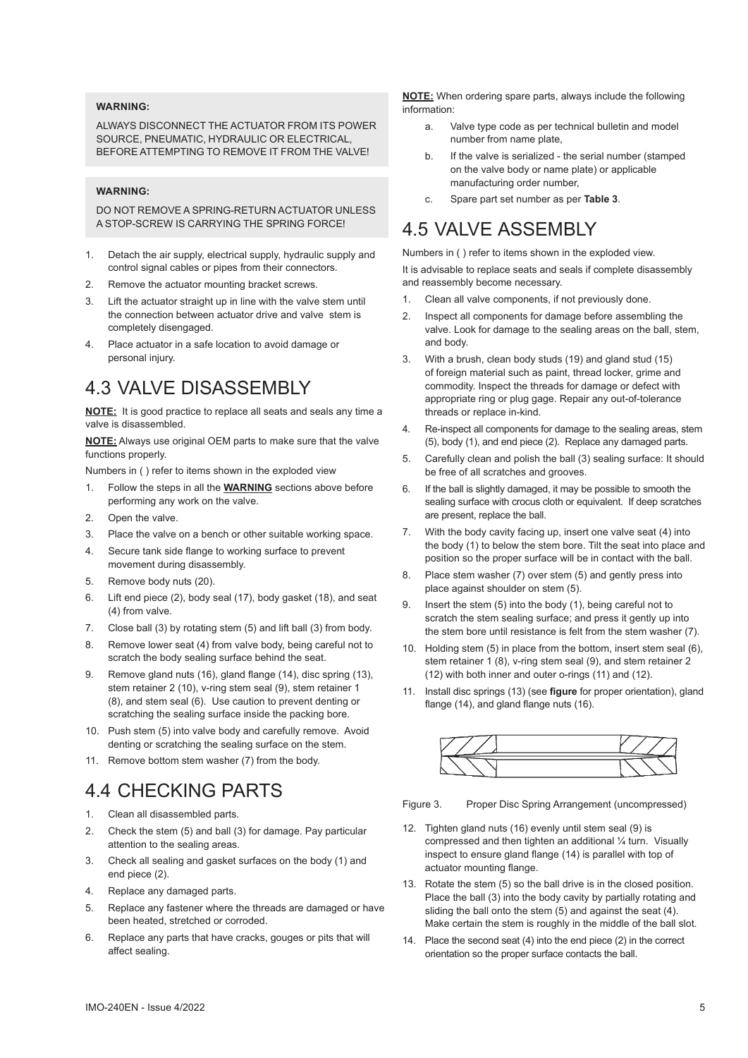**WARNING:**

ALWAYS DISCONNECT THE ACTUATOR FROM ITS POWER SOURCE, PNEUMATIC, HYDRAULIC OR ELECTRICAL, BEFORE ATTEMPTING TO REMOVE IT FROM THE VALVE!

**WARNING:**

DO NOT REMOVE A SPRING-RETURN ACTUATOR UNLESS A STOP-SCREW IS CARRYING THE SPRING FORCE!

1. Detach the air supply, electrical supply, hydraulic supply and control signal cables or pipes from their connectors.
2. Remove the actuator mounting bracket screws.
3. Lift the actuator straight up in line with the valve stem until the connection between actuator drive and valve stem is completely disengaged.
4. Place actuator in a safe location to avoid damage or personal injury.

# 4.3 VALVE DISASSEMBLY

**NOTE:** It is good practice to replace all seats and seals any time a valve is disassembled.

**NOTE:** Always use original OEM parts to make sure that the valve functions properly.

Numbers in ( ) refer to items shown in the exploded view

1. Follow the steps in all the **WARNING** sections above before performing any work on the valve.
2. Open the valve.
3. Place the valve on a bench or other suitable working space.
4. Secure tank side flange to working surface to prevent movement during disassembly.
5. Remove body nuts (20).
6. Lift end piece (2), body seal (17), body gasket (18), and seat (4) from valve.
7. Close ball (3) by rotating stem (5) and lift ball (3) from body.
8. Remove lower seat (4) from valve body, being careful not to scratch the body sealing surface behind the seat.
9. Remove gland nuts (16), gland flange (14), disc spring (13), stem retainer 2 (10), v-ring stem seal (9), stem retainer 1 (8), and stem seal (6). Use caution to prevent denting or scratching the sealing surface inside the packing bore.
10. Push stem (5) into valve body and carefully remove. Avoid denting or scratching the sealing surface on the stem.
11. Remove bottom stem washer (7) from the body.

# 4.4 CHECKING PARTS

1. Clean all disassembled parts.
2. Check the stem (5) and ball (3) for damage. Pay particular attention to the sealing areas.
3. Check all sealing and gasket surfaces on the body (1) and end piece (2).
4. Replace any damaged parts.
5. Replace any fastener where the threads are damaged or have been heated, stretched or corroded.
6. Replace any parts that have cracks, gouges or pits that will affect sealing.

**NOTE:** When ordering spare parts, always include the following information:

a. Valve type code as per technical bulletin and model number from name plate,

b. If the valve is serialized - the serial number (stamped on the valve body or name plate) or applicable manufacturing order number,

c. Spare part set number as per **Table 3**.

# 4.5 VALVE ASSEMBLY

Numbers in ( ) refer to items shown in the exploded view.

It is advisable to replace seats and seals if complete disassembly and reassembly become necessary.

1. Clean all valve components, if not previously done.
2. Inspect all components for damage before assembling the valve. Look for damage to the sealing areas on the ball, stem, and body.
3. With a brush, clean body studs (19) and gland stud (15) of foreign material such as paint, thread locker, grime and commodity. Inspect the threads for damage or defect with appropriate ring or plug gage. Repair any out-of-tolerance threads or replace in-kind.
4. Re-inspect all components for damage to the sealing areas, stem (5), body (1), and end piece (2). Replace any damaged parts.
5. Carefully clean and polish the ball (3) sealing surface: It should be free of all scratches and grooves.
6. If the ball is slightly damaged, it may be possible to smooth the sealing surface with crocus cloth or equivalent. If deep scratches are present, replace the ball.
7. With the body cavity facing up, insert one valve seat (4) into the body (1) to below the stem bore. Tilt the seat into place and position so the proper surface will be in contact with the ball.
8. Place stem washer (7) over stem (5) and gently press into place against shoulder on stem (5).
9. Insert the stem (5) into the body (1), being careful not to scratch the stem sealing surface; and press it gently up into the stem bore until resistance is felt from the stem washer (7).
10. Holding stem (5) in place from the bottom, insert stem seal (6), stem retainer 1 (8), v-ring stem seal (9), and stem retainer 2 (12) with both inner and outer o-rings (11) and (12).
11. Install disc springs (13) (see **figure** for proper orientation), gland flange (14), and gland flange nuts (16).

Figure 3. Proper Disc Spring Arrangement (uncompressed)

12. Tighten gland nuts (16) evenly until stem seal (9) is compressed and then tighten an additional ¼ turn. Visually inspect to ensure gland flange (14) is parallel with top of actuator mounting flange.
13. Rotate the stem (5) so the ball drive is in the closed position. Place the ball (3) into the body cavity by partially rotating and sliding the ball onto the stem (5) and against the seat (4). Make certain the stem is roughly in the middle of the ball slot.
14. Place the second seat (4) into the end piece (2) in the correct orientation so the proper surface contacts the ball.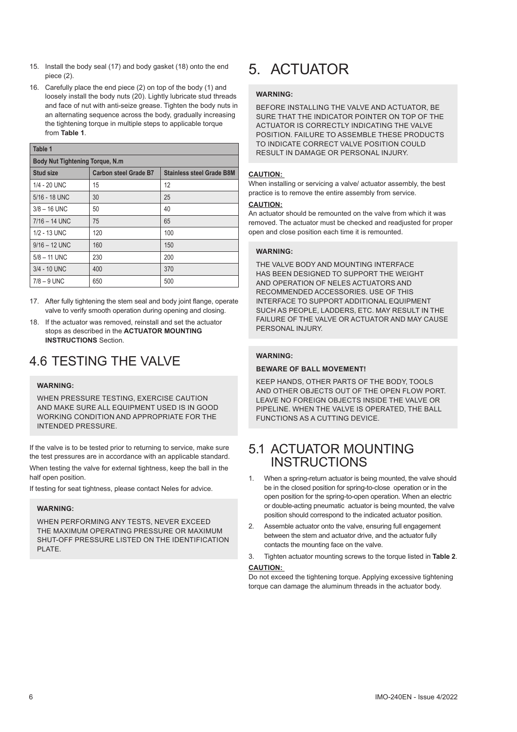15. Install the body seal (17) and body gasket (18) onto the end piece (2).
16. Carefully place the end piece (2) on top of the body (1) and loosely install the body nuts (20). Lightly lubricate stud threads and face of nut with anti-seize grease. Tighten the body nuts in an alternating sequence across the body, gradually increasing the tightening torque in multiple steps to applicable torque from **Table 1**.

**Table 1**

**Body Nut Tightening Torque, N.m**

| Stud size | Carbon steel Grade B7 | Stainless steel Grade B8M |
|---|---|---|
| 1/4 - 20 UNC | 15 | 12 |
| 5/16 - 18 UNC | 30 | 25 |
| 3/8 – 16 UNC | 50 | 40 |
| 7/16 – 14 UNC | 75 | 65 |
| 1/2 - 13 UNC | 120 | 100 |
| 9/16 – 12 UNC | 160 | 150 |
| 5/8 – 11 UNC | 230 | 200 |
| 3/4 - 10 UNC | 400 | 370 |
| 7/8 – 9 UNC | 650 | 500 |

17. After fully tightening the stem seal and body joint flange, operate valve to verify smooth operation during opening and closing.
18. If the actuator was removed, reinstall and set the actuator stops as described in the **ACTUATOR MOUNTING INSTRUCTIONS** Section.

## 4.6 TESTING THE VALVE

**WARNING:**

WHEN PRESSURE TESTING, EXERCISE CAUTION AND MAKE SURE ALL EQUIPMENT USED IS IN GOOD WORKING CONDITION AND APPROPRIATE FOR THE INTENDED PRESSURE.

If the valve is to be tested prior to returning to service, make sure the test pressures are in accordance with an applicable standard.

When testing the valve for external tightness, keep the ball in the half open position.

If testing for seat tightness, please contact Neles for advice.

**WARNING:**

WHEN PERFORMING ANY TESTS, NEVER EXCEED THE MAXIMUM OPERATING PRESSURE OR MAXIMUM SHUT-OFF PRESSURE LISTED ON THE IDENTIFICATION PLATE.

# 5. ACTUATOR

**WARNING:**

BEFORE INSTALLING THE VALVE AND ACTUATOR, BE SURE THAT THE INDICATOR POINTER ON TOP OF THE ACTUATOR IS CORRECTLY INDICATING THE VALVE POSITION. FAILURE TO ASSEMBLE THESE PRODUCTS TO INDICATE CORRECT VALVE POSITION COULD RESULT IN DAMAGE OR PERSONAL INJURY.

**CAUTION:**

When installing or servicing a valve/ actuator assembly, the best practice is to remove the entire assembly from service.

**CAUTION:**

An actuator should be remounted on the valve from which it was removed. The actuator must be checked and readjusted for proper open and close position each time it is remounted.

**WARNING:**

THE VALVE BODY AND MOUNTING INTERFACE HAS BEEN DESIGNED TO SUPPORT THE WEIGHT AND OPERATION OF NELES ACTUATORS AND RECOMMENDED ACCESSORIES. USE OF THIS INTERFACE TO SUPPORT ADDITIONAL EQUIPMENT SUCH AS PEOPLE, LADDERS, ETC. MAY RESULT IN THE FAILURE OF THE VALVE OR ACTUATOR AND MAY CAUSE PERSONAL INJURY.

**WARNING:**

**BEWARE OF BALL MOVEMENT!**

KEEP HANDS, OTHER PARTS OF THE BODY, TOOLS AND OTHER OBJECTS OUT OF THE OPEN FLOW PORT. LEAVE NO FOREIGN OBJECTS INSIDE THE VALVE OR PIPELINE. WHEN THE VALVE IS OPERATED, THE BALL FUNCTIONS AS A CUTTING DEVICE.

## 5.1 ACTUATOR MOUNTING INSTRUCTIONS

1. When a spring-return actuator is being mounted, the valve should be in the closed position for spring-to-close operation or in the open position for the spring-to-open operation. When an electric or double-acting pneumatic actuator is being mounted, the valve position should correspond to the indicated actuator position.
2. Assemble actuator onto the valve, ensuring full engagement between the stem and actuator drive, and the actuator fully contacts the mounting face on the valve.
3. Tighten actuator mounting screws to the torque listed in **Table 2**.

**CAUTION:**

Do not exceed the tightening torque. Applying excessive tightening torque can damage the aluminum threads in the actuator body.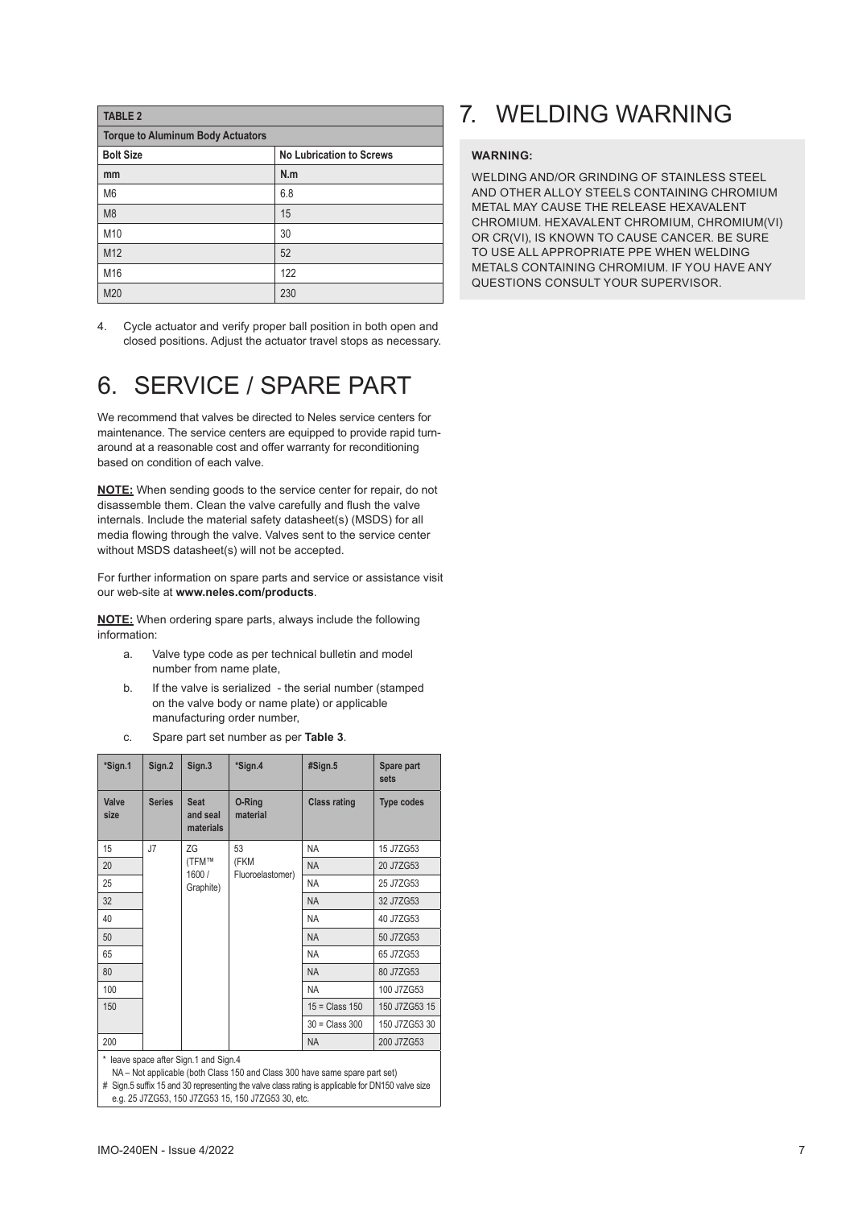| TABLE 2 | |
|---|---|
| **Torque to Aluminum Body Actuators** | |
| **Bolt Size** | **No Lubrication to Screws** |
| **mm** | **N.m** |
| M6 | 6.8 |
| M8 | 15 |
| M10 | 30 |
| M12 | 52 |
| M16 | 122 |
| M20 | 230 |

4. Cycle actuator and verify proper ball position in both open and closed positions. Adjust the actuator travel stops as necessary.

# 6. SERVICE / SPARE PART

We recommend that valves be directed to Neles service centers for maintenance. The service centers are equipped to provide rapid turn-around at a reasonable cost and offer warranty for reconditioning based on condition of each valve.

**NOTE:** When sending goods to the service center for repair, do not disassemble them. Clean the valve carefully and flush the valve internals. Include the material safety datasheet(s) (MSDS) for all media flowing through the valve. Valves sent to the service center without MSDS datasheet(s) will not be accepted.

For further information on spare parts and service or assistance visit our web-site at **www.neles.com/products**.

**NOTE:** When ordering spare parts, always include the following information:

a. Valve type code as per technical bulletin and model number from name plate,

b. If the valve is serialized - the serial number (stamped on the valve body or name plate) or applicable manufacturing order number,

c. Spare part set number as per **Table 3**.

| *Sign.1 | Sign.2 | Sign.3 | *Sign.4 | #Sign.5 | Spare part sets |
|---|---|---|---|---|---|
| **Valve size** | **Series** | **Seat and seal materials** | **O-Ring material** | **Class rating** | **Type codes** |
| 15 | J7 | ZG (TFM™ 1600 / Graphite) | 53 (FKM Fluoroelastomer) | NA | 15 J7ZG53 |
| 20 | | | | NA | 20 J7ZG53 |
| 25 | | | | NA | 25 J7ZG53 |
| 32 | | | | NA | 32 J7ZG53 |
| 40 | | | | NA | 40 J7ZG53 |
| 50 | | | | NA | 50 J7ZG53 |
| 65 | | | | NA | 65 J7ZG53 |
| 80 | | | | NA | 80 J7ZG53 |
| 100 | | | | NA | 100 J7ZG53 |
| 150 | | | | 15 = Class 150 | 150 J7ZG53 15 |
| | | | | 30 = Class 300 | 150 J7ZG53 30 |
| 200 | | | | NA | 200 J7ZG53 |

\* leave space after Sign.1 and Sign.4
NA – Not applicable (both Class 150 and Class 300 have same spare part set)
\# Sign.5 suffix 15 and 30 representing the valve class rating is applicable for DN150 valve size
e.g. 25 J7ZG53, 150 J7ZG53 15, 150 J7ZG53 30, etc.

# 7. WELDING WARNING

**WARNING:**

WELDING AND/OR GRINDING OF STAINLESS STEEL AND OTHER ALLOY STEELS CONTAINING CHROMIUM METAL MAY CAUSE THE RELEASE HEXAVALENT CHROMIUM. HEXAVALENT CHROMIUM, CHROMIUM(VI) OR CR(VI), IS KNOWN TO CAUSE CANCER. BE SURE TO USE ALL APPROPRIATE PPE WHEN WELDING METALS CONTAINING CHROMIUM. IF YOU HAVE ANY QUESTIONS CONSULT YOUR SUPERVISOR.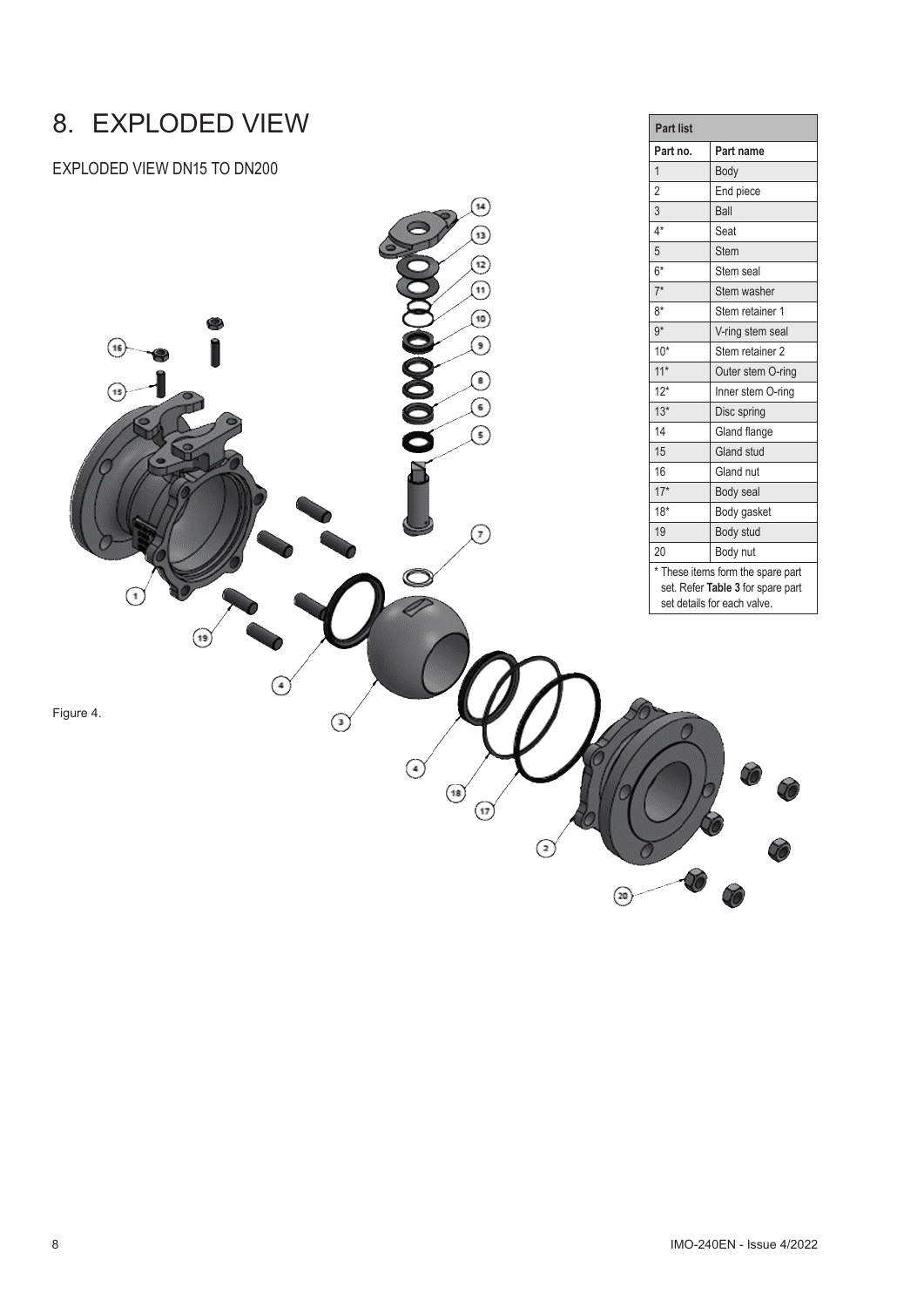# 8. EXPLODED VIEW

## EXPLODED VIEW DN15 TO DN200

| Part list | |
|---|---|
| **Part no.** | **Part name** |
| 1 | Body |
| 2 | End piece |
| 3 | Ball |
| 4* | Seat |
| 5 | Stem |
| 6* | Stem seal |
| 7* | Stem washer |
| 8* | Stem retainer 1 |
| 9* | V-ring stem seal |
| 10* | Stem retainer 2 |
| 11* | Outer stem O-ring |
| 12* | Inner stem O-ring |
| 13* | Disc spring |
| 14 | Gland flange |
| 15 | Gland stud |
| 16 | Gland nut |
| 17* | Body seal |
| 18* | Body gasket |
| 19 | Body stud |
| 20 | Body nut |

\* These items form the spare part set. Refer **Table 3** for spare part details for each valve.

Figure 4.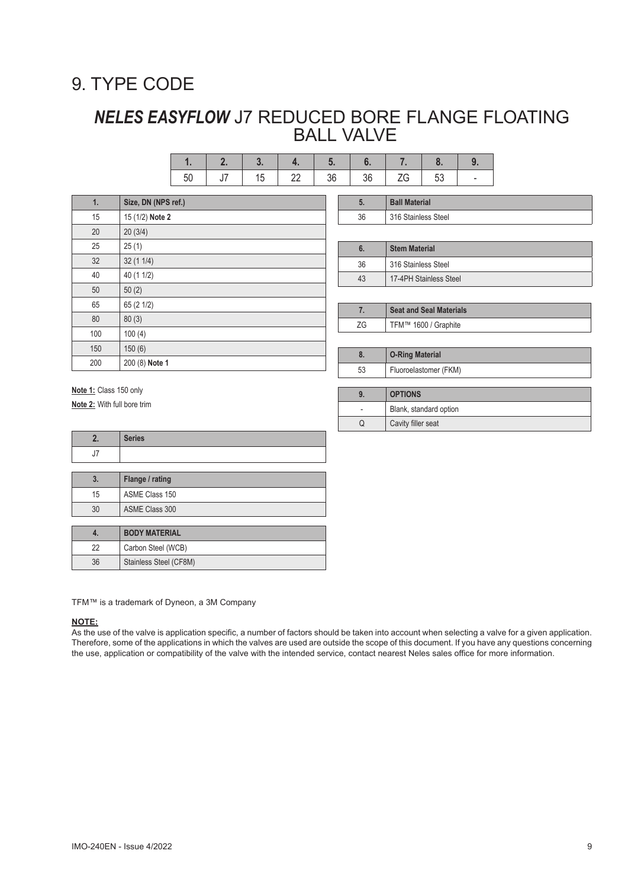# 9. TYPE CODE

## *NELES EASYFLOW* J7 REDUCED BORE FLANGE FLOATING BALL VALVE

| 1. | 2. | 3. | 4. | 5. | 6. | 7. | 8. | 9. |
|---|---|---|---|---|---|---|---|---|
| 50 | J7 | 15 | 22 | 36 | 36 | ZG | 53 | - |

| 1. | Size, DN (NPS ref.) |
|---|---|
| 15 | 15 (1/2) **Note 2** |
| 20 | 20 (3/4) |
| 25 | 25 (1) |
| 32 | 32 (1 1/4) |
| 40 | 40 (1 1/2) |
| 50 | 50 (2) |
| 65 | 65 (2 1/2) |
| 80 | 80 (3) |
| 100 | 100 (4) |
| 150 | 150 (6) |
| 200 | 200 (8) **Note 1** |

**Note 1:** Class 150 only

**Note 2:** With full bore trim

| 2. | Series |
|---|---|
| J7 | |

| 3. | Flange / rating |
|---|---|
| 15 | ASME Class 150 |
| 30 | ASME Class 300 |

| 4. | BODY MATERIAL |
|---|---|
| 22 | Carbon Steel (WCB) |
| 36 | Stainless Steel (CF8M) |

| 5. | Ball Material |
|---|---|
| 36 | 316 Stainless Steel |

| 6. | Stem Material |
|---|---|
| 36 | 316 Stainless Steel |
| 43 | 17-4PH Stainless Steel |

| 7. | Seat and Seal Materials |
|---|---|
| ZG | TFM™ 1600 / Graphite |

| 8. | O-Ring Material |
|---|---|
| 53 | Fluoroelastomer (FKM) |

| 9. | OPTIONS |
|---|---|
| - | Blank, standard option |
| Q | Cavity filler seat |

TFM™ is a trademark of Dyneon, a 3M Company

**NOTE:**
As the use of the valve is application specific, a number of factors should be taken into account when selecting a valve for a given application. Therefore, some of the applications in which the valves are used are outside the scope of this document. If you have any questions concerning the use, application or compatibility of the valve with the intended service, contact nearest Neles sales office for more information.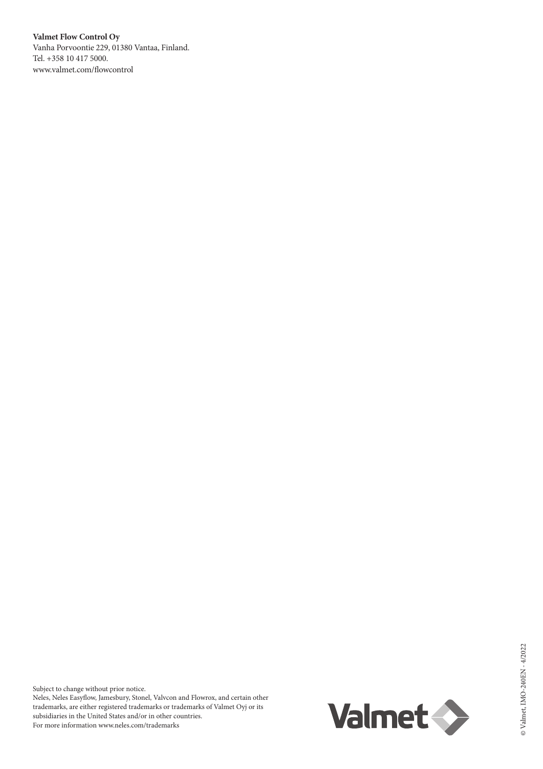**Valmet Flow Control Oy**
Vanha Porvoontie 229, 01380 Vantaa, Finland.
Tel. +358 10 417 5000.
www.valmet.com/flowcontrol

Subject to change without prior notice.
Neles, Neles Easyflow, Jamesbury, Stonel, Valvcon and Flowrox, and certain other trademarks, are either registered trademarks or trademarks of Valmet Oyj or its subsidiaries in the United States and/or in other countries.
For more information www.neles.com/trademarks

Valmet

© Valmet, IMO-240EN - 4/2022